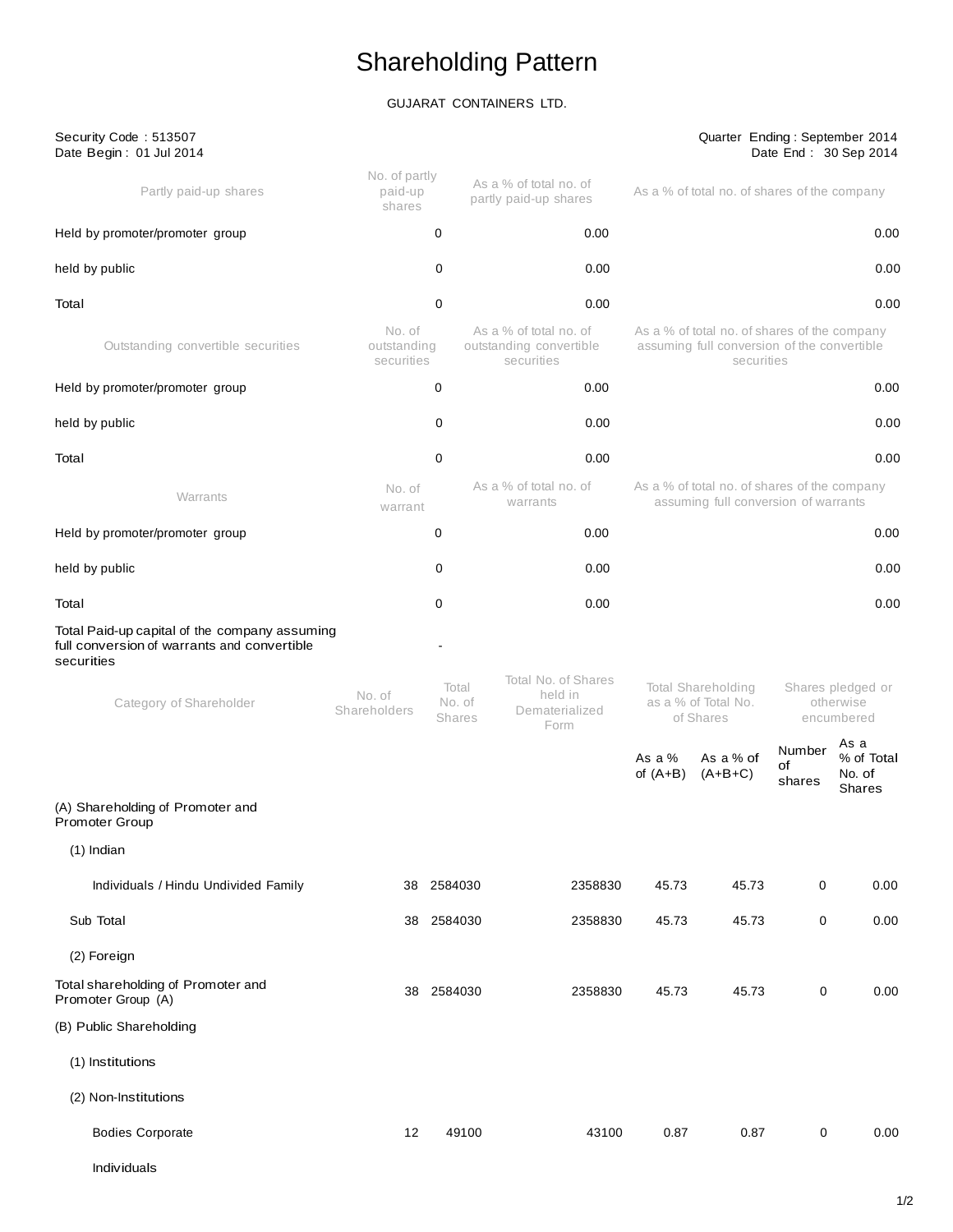# Shareholding Pattern

GUJARAT CONTAINERS LTD.

Security Code : 513507
Date Begin : 01 Jul 2014

Quarter Ending : September 2014
Date End : 30 Sep 2014

| Partly paid-up shares | No. of partly paid-up shares | As a % of total no. of partly paid-up shares | As a % of total no. of shares of the company |
|---|---|---|---|
| Held by promoter/promoter group | 0 | 0.00 | 0.00 |
| held by public | 0 | 0.00 | 0.00 |
| Total | 0 | 0.00 | 0.00 |
| **Outstanding convertible securities** | **No. of outstanding securities** | **As a % of total no. of outstanding convertible securities** | **As a % of total no. of shares of the company assuming full conversion of the convertible securities** |
| Held by promoter/promoter group | 0 | 0.00 | 0.00 |
| held by public | 0 | 0.00 | 0.00 |
| Total | 0 | 0.00 | 0.00 |
| **Warrants** | **No. of warrant** | **As a % of total no. of warrants** | **As a % of total no. of shares of the company assuming full conversion of warrants** |
| Held by promoter/promoter group | 0 | 0.00 | 0.00 |
| held by public | 0 | 0.00 | 0.00 |
| Total | 0 | 0.00 | 0.00 |
| Total Paid-up capital of the company assuming full conversion of warrants and convertible securities | - | | |

| Category of Shareholder | No. of Shareholders | Total No. of Shares | Total No. of Shares held in Dematerialized Form | Total Shareholding as a % of Total No. of Shares | | Shares pledged or otherwise encumbered | |
|---|---|---|---|---|---|---|---|
| | | | | As a % of (A+B) | As a % of (A+B+C) | Number of shares | As a % of Total No. of Shares |
| (A) Shareholding of Promoter and Promoter Group | | | | | | | |
| (1) Indian | | | | | | | |
| Individuals / Hindu Undivided Family | 38 | 2584030 | 2358830 | 45.73 | 45.73 | 0 | 0.00 |
| Sub Total | 38 | 2584030 | 2358830 | 45.73 | 45.73 | 0 | 0.00 |
| (2) Foreign | | | | | | | |
| Total shareholding of Promoter and Promoter Group (A) | 38 | 2584030 | 2358830 | 45.73 | 45.73 | 0 | 0.00 |
| (B) Public Shareholding | | | | | | | |
| (1) Institutions | | | | | | | |
| (2) Non-Institutions | | | | | | | |
| Bodies Corporate | 12 | 49100 | 43100 | 0.87 | 0.87 | 0 | 0.00 |
| Individuals | | | | | | | |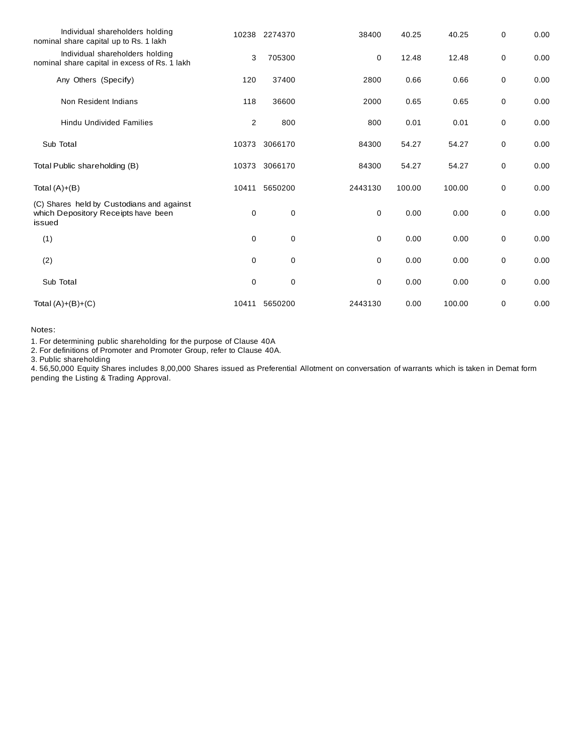| | | | | | | | |
|---|---|---|---|---|---|---|---|
| Individual shareholders holding nominal share capital up to Rs. 1 lakh | 10238 | 2274370 | 38400 | 40.25 | 40.25 | 0 | 0.00 |
| Individual shareholders holding nominal share capital in excess of Rs. 1 lakh | 3 | 705300 | 0 | 12.48 | 12.48 | 0 | 0.00 |
| Any Others (Specify) | 120 | 37400 | 2800 | 0.66 | 0.66 | 0 | 0.00 |
| Non Resident Indians | 118 | 36600 | 2000 | 0.65 | 0.65 | 0 | 0.00 |
| Hindu Undivided Families | 2 | 800 | 800 | 0.01 | 0.01 | 0 | 0.00 |
| Sub Total | 10373 | 3066170 | 84300 | 54.27 | 54.27 | 0 | 0.00 |
| Total Public shareholding (B) | 10373 | 3066170 | 84300 | 54.27 | 54.27 | 0 | 0.00 |
| Total (A)+(B) | 10411 | 5650200 | 2443130 | 100.00 | 100.00 | 0 | 0.00 |
| (C) Shares held by Custodians and against which Depository Receipts have been issued | 0 | 0 | 0 | 0.00 | 0.00 | 0 | 0.00 |
| (1) | 0 | 0 | 0 | 0.00 | 0.00 | 0 | 0.00 |
| (2) | 0 | 0 | 0 | 0.00 | 0.00 | 0 | 0.00 |
| Sub Total | 0 | 0 | 0 | 0.00 | 0.00 | 0 | 0.00 |
| Total (A)+(B)+(C) | 10411 | 5650200 | 2443130 | 0.00 | 100.00 | 0 | 0.00 |

Notes:

1. For determining public shareholding for the purpose of Clause 40A
2. For definitions of Promoter and Promoter Group, refer to Clause 40A.
3. Public shareholding
4. 56,50,000 Equity Shares includes 8,00,000 Shares issued as Preferential Allotment on conversation of warrants which is taken in Demat form pending the Listing & Trading Approval.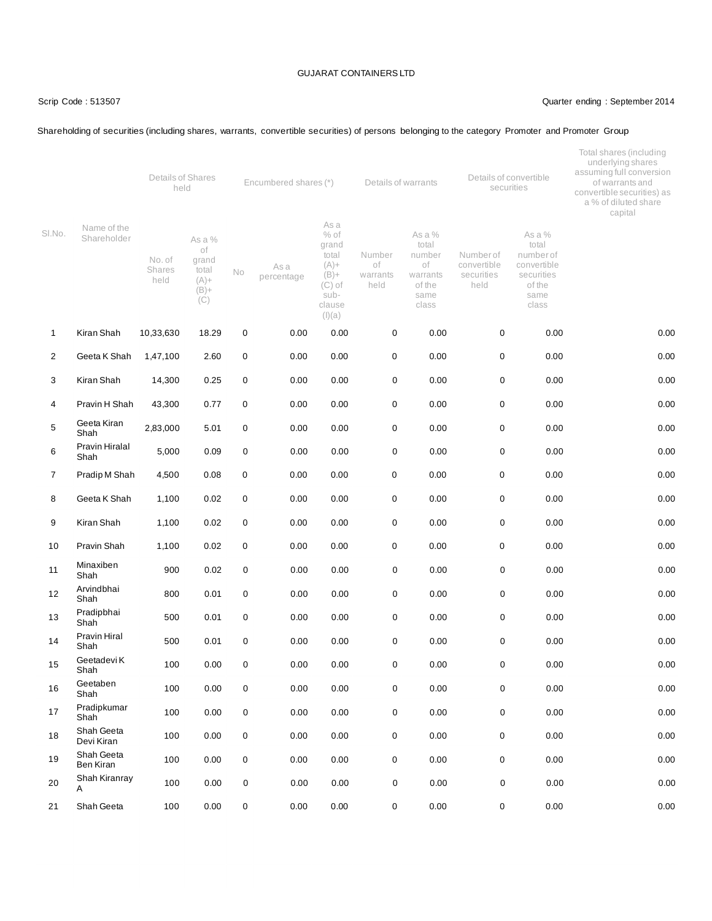GUJARAT CONTAINERS LTD

Scrip Code : 513507

Quarter ending : September 2014

Shareholding of securities (including shares, warrants, convertible securities) of persons belonging to the category Promoter and Promoter Group

| Sl.No. | Name of the Shareholder | Details of Shares held | | Encumbered shares (*) | | | Details of warrants | | Details of convertible securities | | Total shares (including underlying shares assuming full conversion of warrants and convertible securities) as a % of diluted share capital |
|---|---|---|---|---|---|---|---|---|---|---|---|
| | | No. of Shares held | As a % of grand total (A)+(B)+(C) | No | As a percentage | As a % of grand total (A)+(B)+(C) of sub-clause (I)(a) | Number of warrants held | As a % total number of warrants of the same class | Number of convertible securities held | As a % total number of convertible securities of the same class | |
| 1 | Kiran Shah | 10,33,630 | 18.29 | 0 | 0.00 | 0.00 | 0 | 0.00 | 0 | 0.00 | 0.00 |
| 2 | Geeta K Shah | 1,47,100 | 2.60 | 0 | 0.00 | 0.00 | 0 | 0.00 | 0 | 0.00 | 0.00 |
| 3 | Kiran Shah | 14,300 | 0.25 | 0 | 0.00 | 0.00 | 0 | 0.00 | 0 | 0.00 | 0.00 |
| 4 | Pravin H Shah | 43,300 | 0.77 | 0 | 0.00 | 0.00 | 0 | 0.00 | 0 | 0.00 | 0.00 |
| 5 | Geeta Kiran Shah | 2,83,000 | 5.01 | 0 | 0.00 | 0.00 | 0 | 0.00 | 0 | 0.00 | 0.00 |
| 6 | Pravin Hiralal Shah | 5,000 | 0.09 | 0 | 0.00 | 0.00 | 0 | 0.00 | 0 | 0.00 | 0.00 |
| 7 | Pradip M Shah | 4,500 | 0.08 | 0 | 0.00 | 0.00 | 0 | 0.00 | 0 | 0.00 | 0.00 |
| 8 | Geeta K Shah | 1,100 | 0.02 | 0 | 0.00 | 0.00 | 0 | 0.00 | 0 | 0.00 | 0.00 |
| 9 | Kiran Shah | 1,100 | 0.02 | 0 | 0.00 | 0.00 | 0 | 0.00 | 0 | 0.00 | 0.00 |
| 10 | Pravin Shah | 1,100 | 0.02 | 0 | 0.00 | 0.00 | 0 | 0.00 | 0 | 0.00 | 0.00 |
| 11 | Minaxiben Shah | 900 | 0.02 | 0 | 0.00 | 0.00 | 0 | 0.00 | 0 | 0.00 | 0.00 |
| 12 | Arvindbhai Shah | 800 | 0.01 | 0 | 0.00 | 0.00 | 0 | 0.00 | 0 | 0.00 | 0.00 |
| 13 | Pradipbhai Shah | 500 | 0.01 | 0 | 0.00 | 0.00 | 0 | 0.00 | 0 | 0.00 | 0.00 |
| 14 | Pravin Hiral Shah | 500 | 0.01 | 0 | 0.00 | 0.00 | 0 | 0.00 | 0 | 0.00 | 0.00 |
| 15 | Geetadevi K Shah | 100 | 0.00 | 0 | 0.00 | 0.00 | 0 | 0.00 | 0 | 0.00 | 0.00 |
| 16 | Geetaben Shah | 100 | 0.00 | 0 | 0.00 | 0.00 | 0 | 0.00 | 0 | 0.00 | 0.00 |
| 17 | Pradipkumar Shah | 100 | 0.00 | 0 | 0.00 | 0.00 | 0 | 0.00 | 0 | 0.00 | 0.00 |
| 18 | Shah Geeta Devi Kiran | 100 | 0.00 | 0 | 0.00 | 0.00 | 0 | 0.00 | 0 | 0.00 | 0.00 |
| 19 | Shah Geeta Ben Kiran | 100 | 0.00 | 0 | 0.00 | 0.00 | 0 | 0.00 | 0 | 0.00 | 0.00 |
| 20 | Shah Kiranray A | 100 | 0.00 | 0 | 0.00 | 0.00 | 0 | 0.00 | 0 | 0.00 | 0.00 |
| 21 | Shah Geeta | 100 | 0.00 | 0 | 0.00 | 0.00 | 0 | 0.00 | 0 | 0.00 | 0.00 |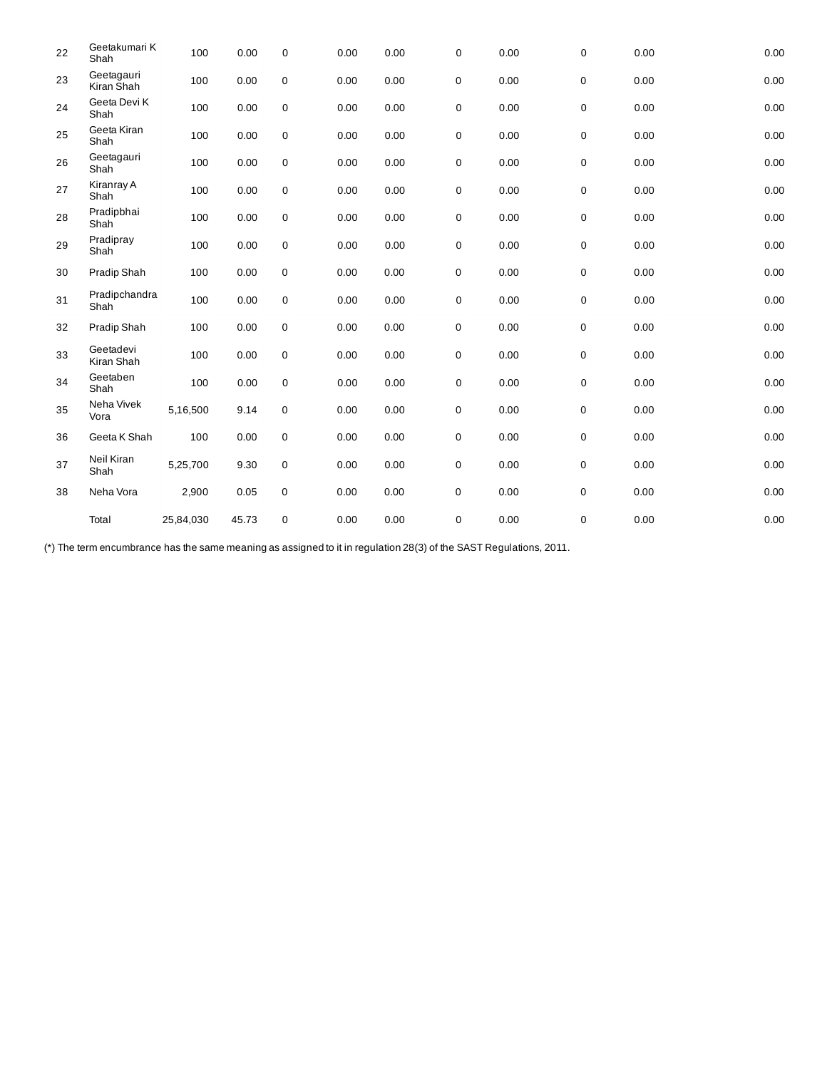| | | | | | | | | | | | |
|---|---|---|---|---|---|---|---|---|---|---|---|
| 22 | Geetakumari K Shah | 100 | 0.00 | 0 | 0.00 | 0.00 | 0 | 0.00 | 0 | 0.00 | 0.00 |
| 23 | Geetagauri Kiran Shah | 100 | 0.00 | 0 | 0.00 | 0.00 | 0 | 0.00 | 0 | 0.00 | 0.00 |
| 24 | Geeta Devi K Shah | 100 | 0.00 | 0 | 0.00 | 0.00 | 0 | 0.00 | 0 | 0.00 | 0.00 |
| 25 | Geeta Kiran Shah | 100 | 0.00 | 0 | 0.00 | 0.00 | 0 | 0.00 | 0 | 0.00 | 0.00 |
| 26 | Geetagauri Shah | 100 | 0.00 | 0 | 0.00 | 0.00 | 0 | 0.00 | 0 | 0.00 | 0.00 |
| 27 | Kiranray A Shah | 100 | 0.00 | 0 | 0.00 | 0.00 | 0 | 0.00 | 0 | 0.00 | 0.00 |
| 28 | Pradipbhai Shah | 100 | 0.00 | 0 | 0.00 | 0.00 | 0 | 0.00 | 0 | 0.00 | 0.00 |
| 29 | Pradipray Shah | 100 | 0.00 | 0 | 0.00 | 0.00 | 0 | 0.00 | 0 | 0.00 | 0.00 |
| 30 | Pradip Shah | 100 | 0.00 | 0 | 0.00 | 0.00 | 0 | 0.00 | 0 | 0.00 | 0.00 |
| 31 | Pradipchandra Shah | 100 | 0.00 | 0 | 0.00 | 0.00 | 0 | 0.00 | 0 | 0.00 | 0.00 |
| 32 | Pradip Shah | 100 | 0.00 | 0 | 0.00 | 0.00 | 0 | 0.00 | 0 | 0.00 | 0.00 |
| 33 | Geetadevi Kiran Shah | 100 | 0.00 | 0 | 0.00 | 0.00 | 0 | 0.00 | 0 | 0.00 | 0.00 |
| 34 | Geetaben Shah | 100 | 0.00 | 0 | 0.00 | 0.00 | 0 | 0.00 | 0 | 0.00 | 0.00 |
| 35 | Neha Vivek Vora | 5,16,500 | 9.14 | 0 | 0.00 | 0.00 | 0 | 0.00 | 0 | 0.00 | 0.00 |
| 36 | Geeta K Shah | 100 | 0.00 | 0 | 0.00 | 0.00 | 0 | 0.00 | 0 | 0.00 | 0.00 |
| 37 | Neil Kiran Shah | 5,25,700 | 9.30 | 0 | 0.00 | 0.00 | 0 | 0.00 | 0 | 0.00 | 0.00 |
| 38 | Neha Vora | 2,900 | 0.05 | 0 | 0.00 | 0.00 | 0 | 0.00 | 0 | 0.00 | 0.00 |
| | Total | 25,84,030 | 45.73 | 0 | 0.00 | 0.00 | 0 | 0.00 | 0 | 0.00 | 0.00 |

(*) The term encumbrance has the same meaning as assigned to it in regulation 28(3) of the SAST Regulations, 2011.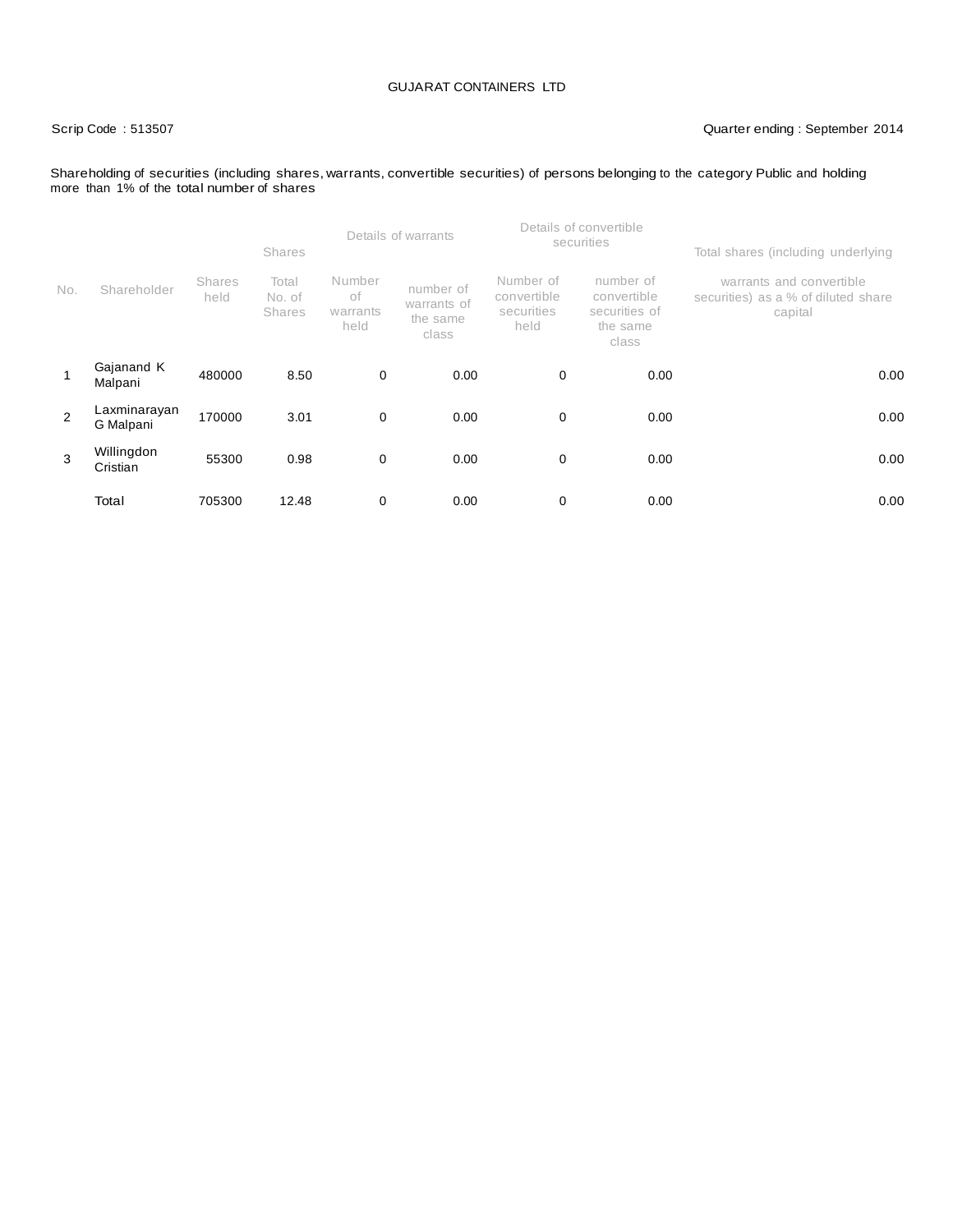GUJARAT CONTAINERS LTD

Scrip Code : 513507

Quarter ending : September 2014

Shareholding of securities (including shares, warrants, convertible securities) of persons belonging to the category Public and holding more than 1% of the total number of shares

| No. | Shareholder | Shares held | Shares | Details of warrants | | Details of convertible securities | | Total shares (including underlying |
|---|---|---|---|---|---|---|---|---|
| | | | Total No. of Shares | Number of warrants held | number of warrants of the same class | Number of convertible securities held | number of convertible securities of the same class | warrants and convertible securities) as a % of diluted share capital |
| 1 | Gajanand K Malpani | 480000 | 8.50 | 0 | 0.00 | 0 | 0.00 | 0.00 |
| 2 | Laxminarayan G Malpani | 170000 | 3.01 | 0 | 0.00 | 0 | 0.00 | 0.00 |
| 3 | Willingdon Cristian | 55300 | 0.98 | 0 | 0.00 | 0 | 0.00 | 0.00 |
| | Total | 705300 | 12.48 | 0 | 0.00 | 0 | 0.00 | 0.00 |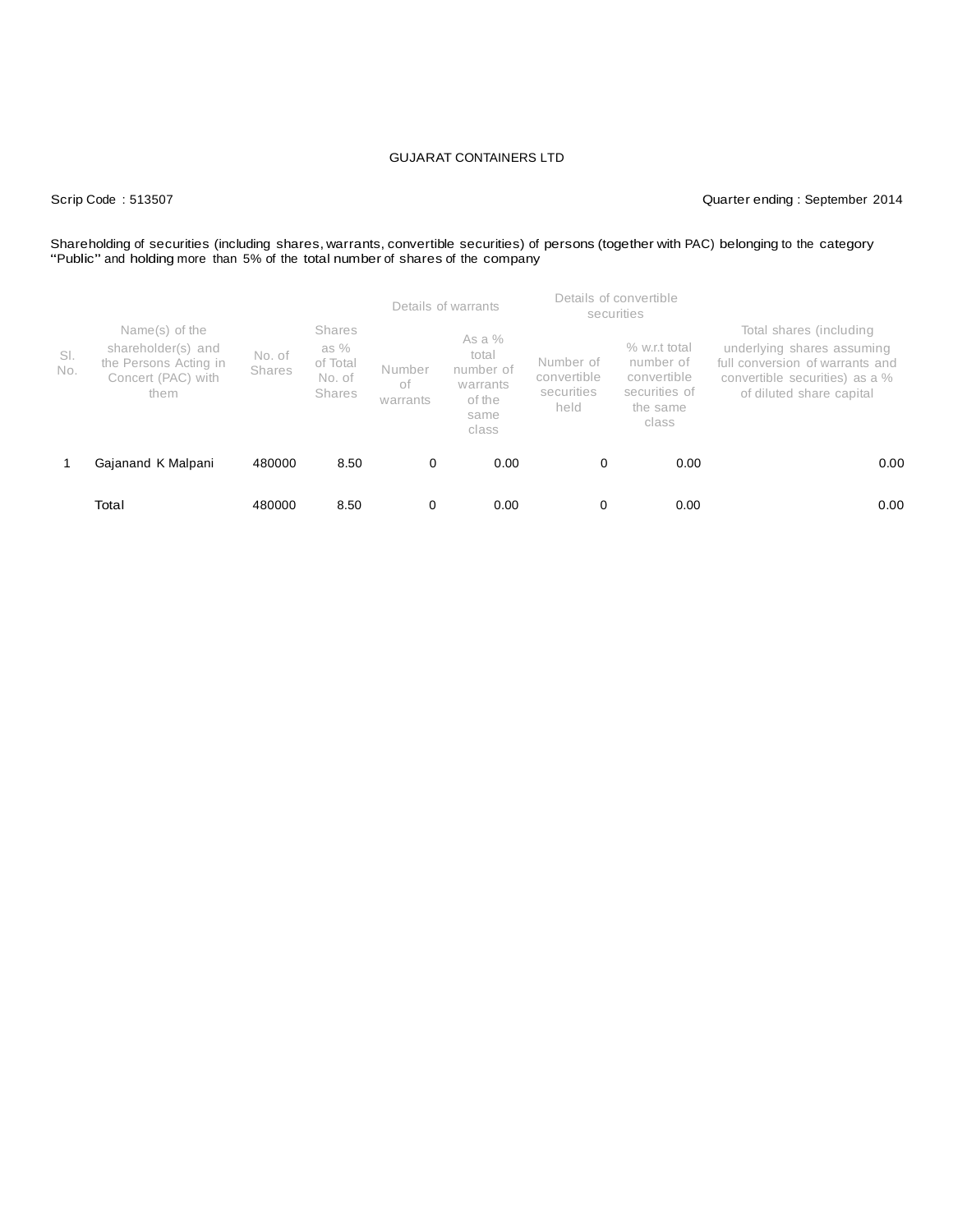GUJARAT CONTAINERS LTD

Scrip Code : 513507

Quarter ending : September 2014

Shareholding of securities (including shares, warrants, convertible securities) of persons (together with PAC) belonging to the category "Public" and holding more than 5% of the total number of shares of the company

| Sl. No. | Name(s) of the shareholder(s) and the Persons Acting in Concert (PAC) with them | No. of Shares | Shares as % of Total No. of Shares | Details of warrants | | Details of convertible securities | | Total shares (including underlying shares assuming full conversion of warrants and convertible securities) as a % of diluted share capital |
|---|---|---|---|---|---|---|---|---|
| | | | | Number of warrants | As a % total number of warrants of the same class | Number of convertible securities held | % w.r.t total number of convertible securities of the same class | |
| 1 | Gajanand K Malpani | 480000 | 8.50 | 0 | 0.00 | 0 | 0.00 | 0.00 |
| | Total | 480000 | 8.50 | 0 | 0.00 | 0 | 0.00 | 0.00 |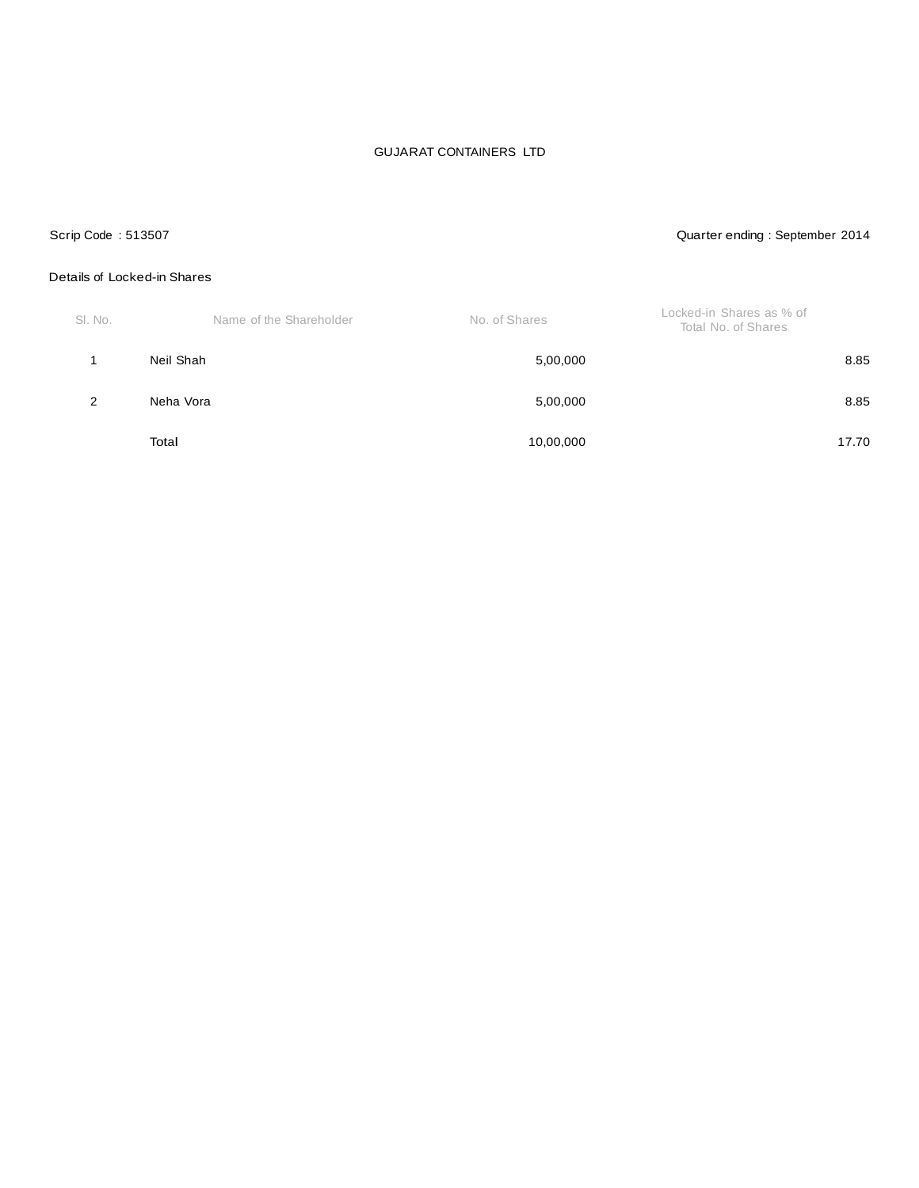GUJARAT CONTAINERS LTD

Scrip Code : 513507

Quarter ending : September 2014

Details of Locked-in Shares

| Sl. No. | Name of the Shareholder | No. of Shares | Locked-in Shares as % of Total No. of Shares |
|---|---|---|---|
| 1 | Neil Shah | 5,00,000 | 8.85 |
| 2 | Neha Vora | 5,00,000 | 8.85 |
| | Total | 10,00,000 | 17.70 |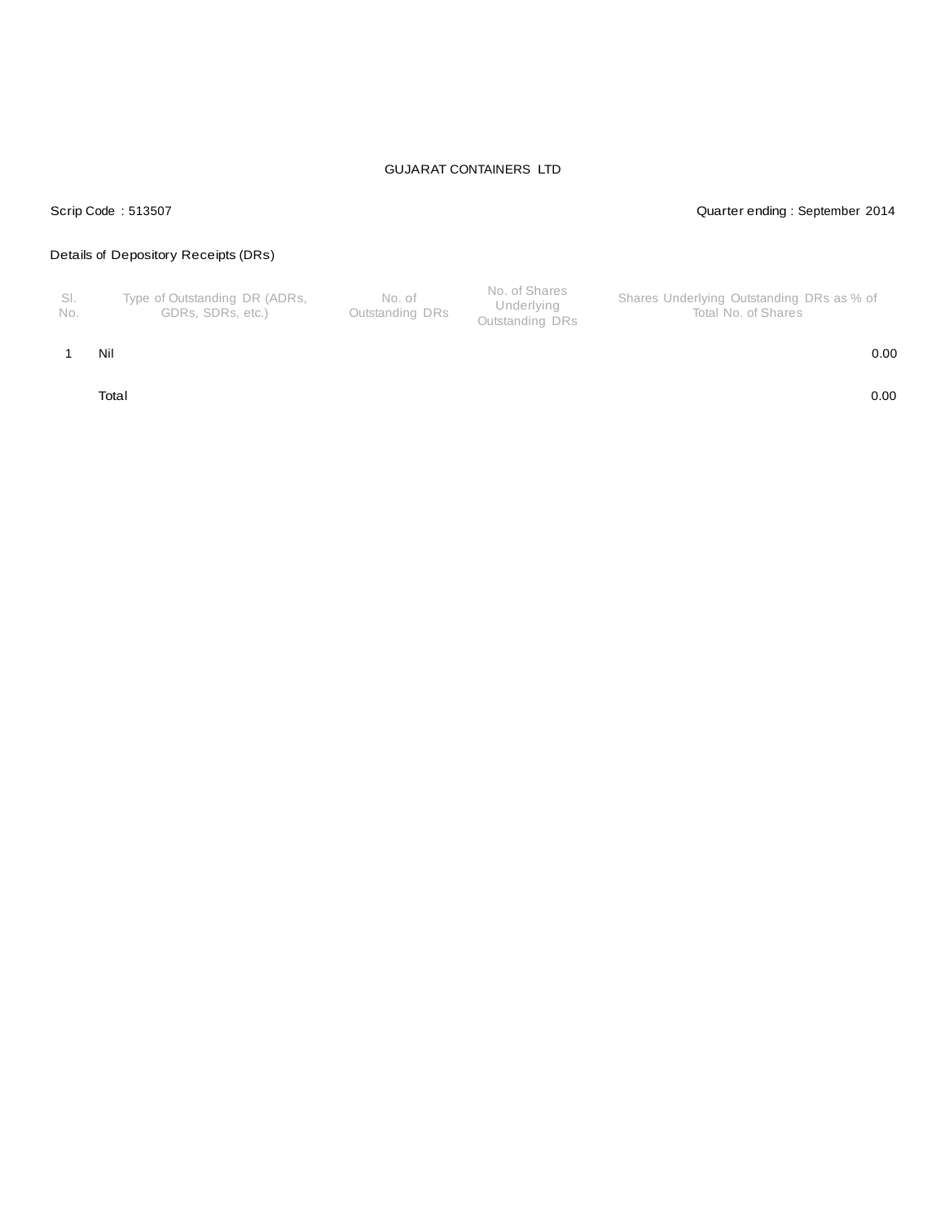GUJARAT CONTAINERS LTD

Scrip Code : 513507

Quarter ending : September 2014

Details of Depository Receipts (DRs)

| Sl. No. | Type of Outstanding DR (ADRs, GDRs, SDRs, etc.) | No. of Outstanding DRs | No. of Shares Underlying Outstanding DRs | Shares Underlying Outstanding DRs as % of Total No. of Shares |
|---|---|---|---|---|
| 1 | Nil | | | 0.00 |
| | Total | | | 0.00 |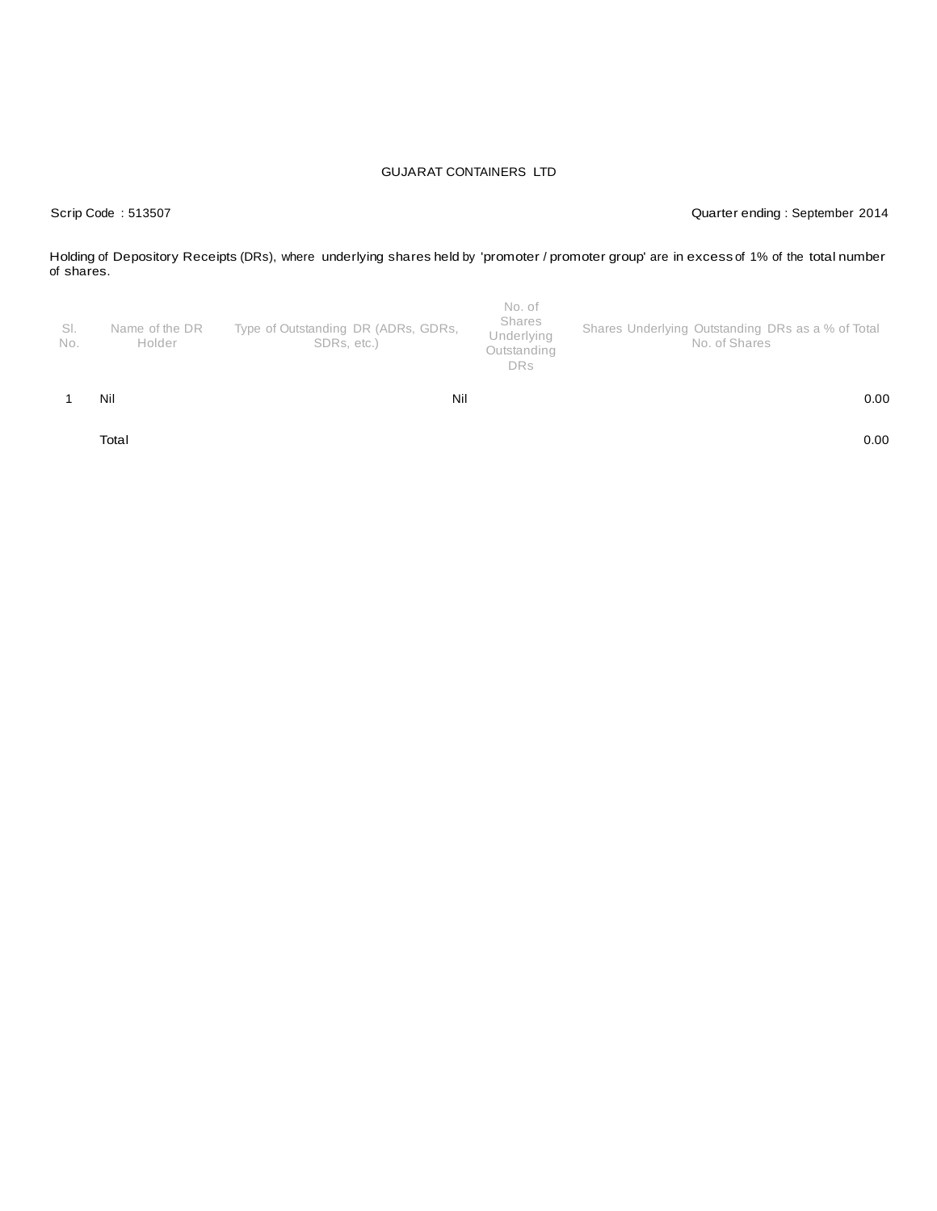GUJARAT CONTAINERS LTD

Scrip Code : 513507

Quarter ending : September 2014

Holding of Depository Receipts (DRs), where underlying shares held by 'promoter / promoter group' are in excess of 1% of the total number of shares.

| Sl. No. | Name of the DR Holder | Type of Outstanding DR (ADRs, GDRs, SDRs, etc.) | No. of Shares Underlying Outstanding DRs | Shares Underlying Outstanding DRs as a % of Total No. of Shares |
|---|---|---|---|---|
| 1 | Nil | Nil | | 0.00 |
| | Total | | | 0.00 |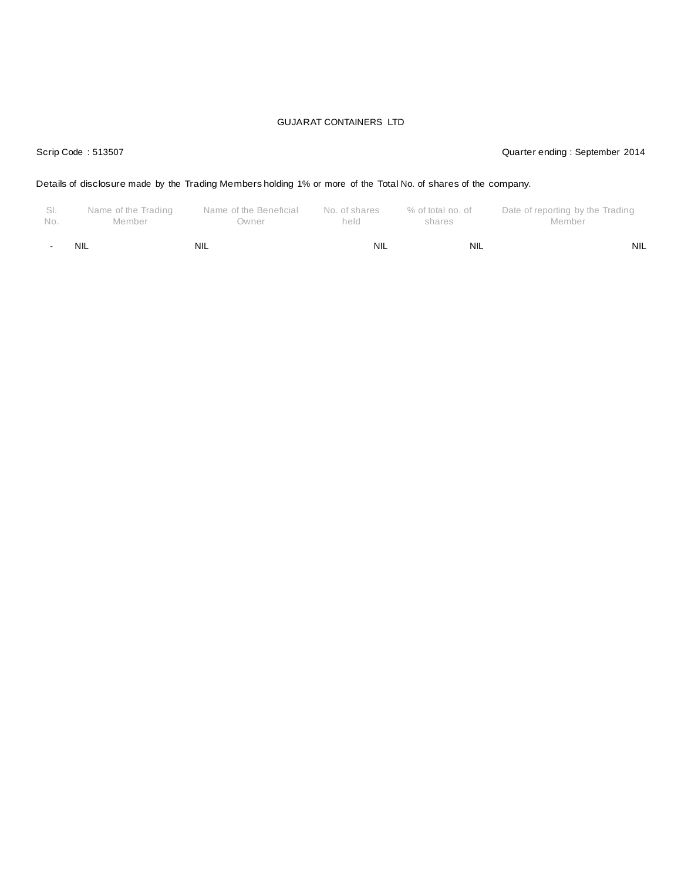GUJARAT CONTAINERS LTD

Scrip Code : 513507

Quarter ending : September 2014

Details of disclosure made by the Trading Members holding 1% or more of the Total No. of shares of the company.

| Sl. No. | Name of the Trading Member | Name of the Beneficial Owner | No. of shares held | % of total no. of shares | Date of reporting by the Trading Member |
|---|---|---|---|---|---|
| - | NIL | NIL | NIL | NIL | NIL |